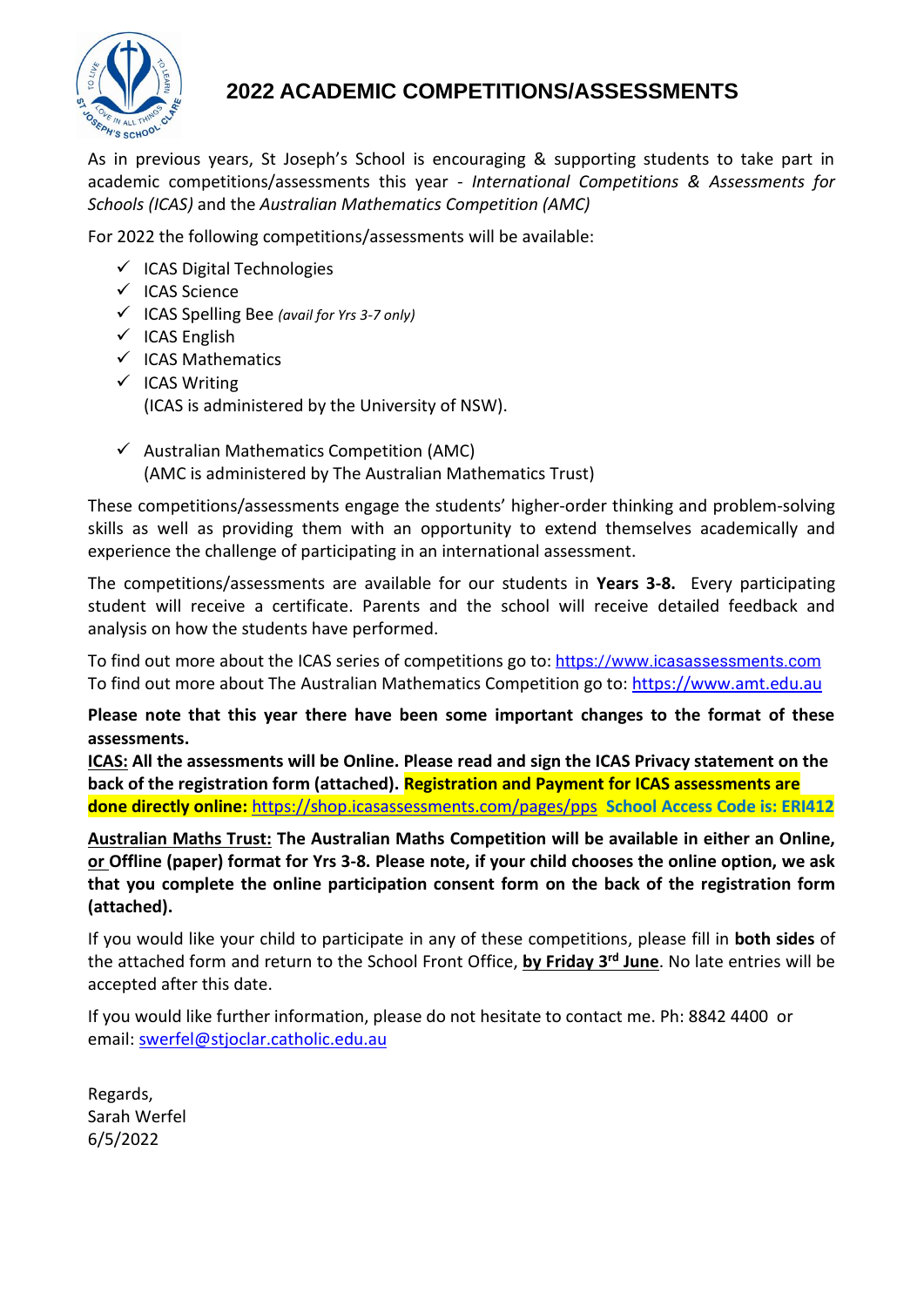# 2022 ACADEMIC COMPETITIONS/ASSESSMENTS

As in previous years, St Joseph's School is encouraging & supporting students to take part in academic competitions/assessments this year - *International Competitions & Assessments for Schools (ICAS)* and the *Australian Mathematics Competition (AMC)*

For 2022 the following competitions/assessments will be available:

- ✓ ICAS Digital Technologies
- ✓ ICAS Science
- ✓ ICAS Spelling Bee *(avail for Yrs 3-7 only)*
- ✓ ICAS English
- ✓ ICAS Mathematics
- ✓ ICAS Writing
  (ICAS is administered by the University of NSW).

- ✓ Australian Mathematics Competition (AMC)
  (AMC is administered by The Australian Mathematics Trust)

These competitions/assessments engage the students' higher-order thinking and problem-solving skills as well as providing them with an opportunity to extend themselves academically and experience the challenge of participating in an international assessment.

The competitions/assessments are available for our students in **Years 3-8.** Every participating student will receive a certificate. Parents and the school will receive detailed feedback and analysis on how the students have performed.

To find out more about the ICAS series of competitions go to: https://www.icasassessments.com
To find out more about The Australian Mathematics Competition go to: https://www.amt.edu.au

**Please note that this year there have been some important changes to the format of these assessments.**

**ICAS: All the assessments will be Online. Please read and sign the ICAS Privacy statement on the back of the registration form (attached). Registration and Payment for ICAS assessments are done directly online:** https://shop.icasassessments.com/pages/pps **School Access Code is: ERI412**

**Australian Maths Trust: The Australian Maths Competition will be available in either an Online, or Offline (paper) format for Yrs 3-8. Please note, if your child chooses the online option, we ask that you complete the online participation consent form on the back of the registration form (attached).**

If you would like your child to participate in any of these competitions, please fill in **both sides** of the attached form and return to the School Front Office, **by Friday 3rd June**. No late entries will be accepted after this date.

If you would like further information, please do not hesitate to contact me. Ph: 8842 4400 or email: swerfel@stjoclar.catholic.edu.au

Regards,
Sarah Werfel
6/5/2022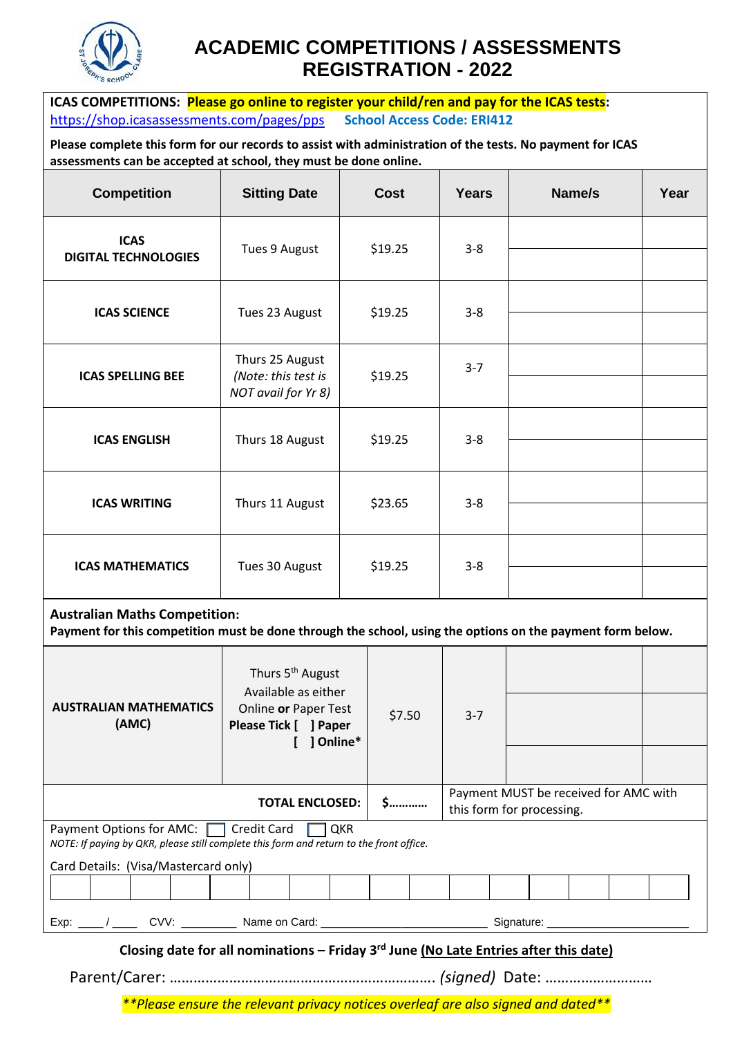# ACADEMIC COMPETITIONS / ASSESSMENTS REGISTRATION - 2022

**ICAS COMPETITIONS: Please go online to register your child/ren and pay for the ICAS tests:**
https://shop.icasassessments.com/pages/pps **School Access Code: ERI412**

**Please complete this form for our records to assist with administration of the tests. No payment for ICAS assessments can be accepted at school, they must be done online.**

| Competition | Sitting Date | Cost | Years | Name/s | Year |
|---|---|---|---|---|---|
| **ICAS DIGITAL TECHNOLOGIES** | Tues 9 August | $19.25 | 3-8 | | |
| | | | | | |
| **ICAS SCIENCE** | Tues 23 August | $19.25 | 3-8 | | |
| | | | | | |
| **ICAS SPELLING BEE** | Thurs 25 August *(Note: this test is NOT avail for Yr 8)* | $19.25 | 3-7 | | |
| | | | | | |
| **ICAS ENGLISH** | Thurs 18 August | $19.25 | 3-8 | | |
| | | | | | |
| **ICAS WRITING** | Thurs 11 August | $23.65 | 3-8 | | |
| | | | | | |
| **ICAS MATHEMATICS** | Tues 30 August | $19.25 | 3-8 | | |
| | | | | | |

**Australian Maths Competition:**
**Payment for this competition must be done through the school, using the options on the payment form below.**

| | | | | | |
|---|---|---|---|---|---|
| **AUSTRALIAN MATHEMATICS (AMC)** | Thurs 5th August Available as either Online **or** Paper Test **Please Tick [ ] Paper [ ] Online*** | $7.50 | 3-7 | | |
| | | | | | |
| | | | | | |
| **TOTAL ENCLOSED:** | | **$…………** | Payment MUST be received for AMC with this form for processing. | | |

Payment Options for AMC: ☐ Credit Card ☐ QKR
*NOTE: If paying by QKR, please still complete this form and return to the front office.*

Card Details: (Visa/Mastercard only)

| | | | | | | | | | | | | | | | |
|---|---|---|---|---|---|---|---|---|---|---|---|---|---|---|---|
| | | | | | | | | | | | | | | | |

Exp: ____ / ____ CVV: _________ Name on Card: __________________________ Signature: _______________________

**Closing date for all nominations – Friday 3rd June (No Late Entries after this date)**

Parent/Carer: ………………………………………………………… *(signed)* Date: ………………………

***\*\*Please ensure the relevant privacy notices overleaf are also signed and dated\*\****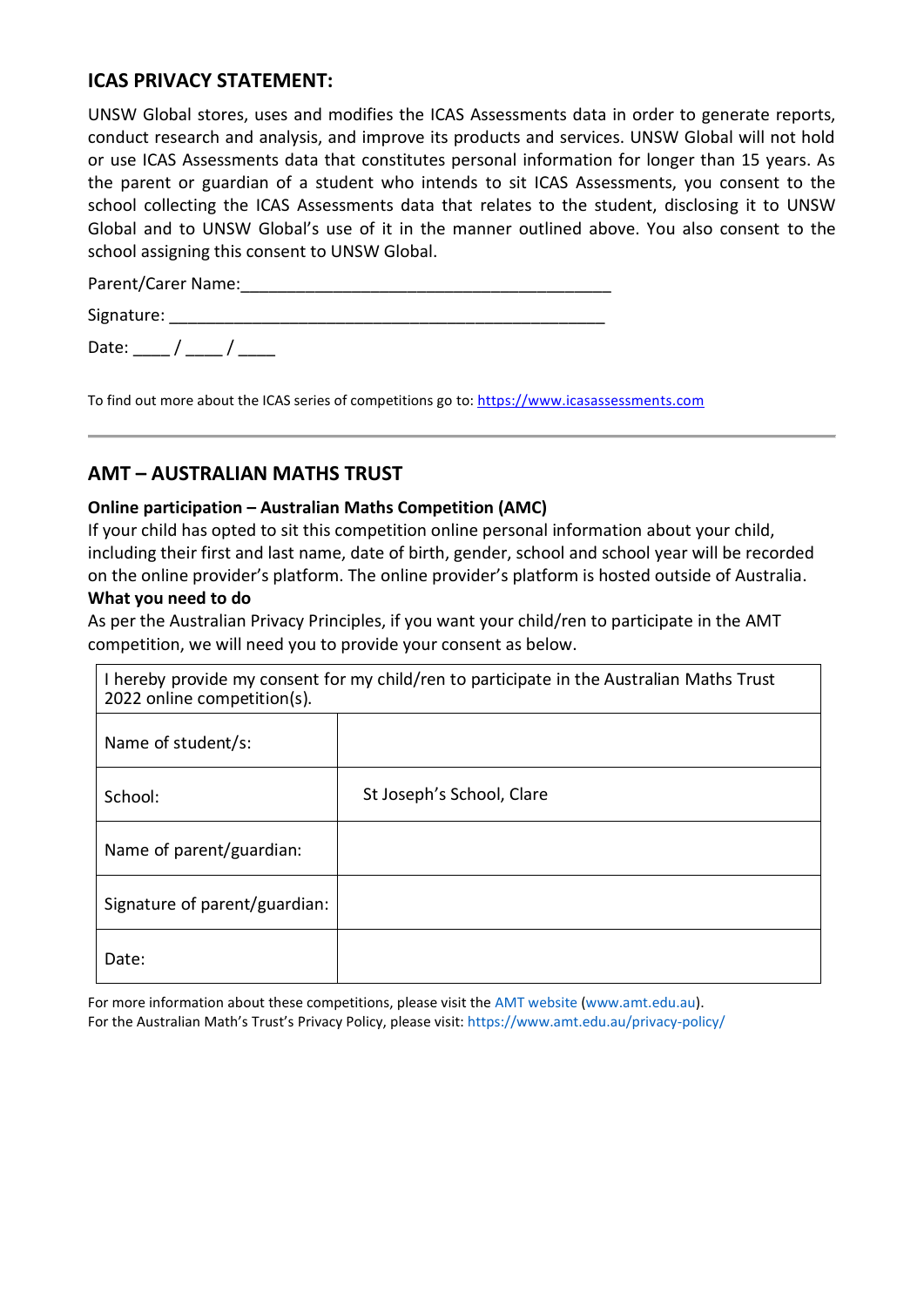## ICAS PRIVACY STATEMENT:

UNSW Global stores, uses and modifies the ICAS Assessments data in order to generate reports, conduct research and analysis, and improve its products and services. UNSW Global will not hold or use ICAS Assessments data that constitutes personal information for longer than 15 years. As the parent or guardian of a student who intends to sit ICAS Assessments, you consent to the school collecting the ICAS Assessments data that relates to the student, disclosing it to UNSW Global and to UNSW Global's use of it in the manner outlined above. You also consent to the school assigning this consent to UNSW Global.

Parent/Carer Name:_________________________________________

Signature: ________________________________________________

Date: ____ / ____ / ____

To find out more about the ICAS series of competitions go to: https://www.icasassessments.com

---

## AMT – AUSTRALIAN MATHS TRUST

**Online participation – Australian Maths Competition (AMC)**

If your child has opted to sit this competition online personal information about your child, including their first and last name, date of birth, gender, school and school year will be recorded on the online provider's platform. The online provider's platform is hosted outside of Australia.

**What you need to do**

As per the Australian Privacy Principles, if you want your child/ren to participate in the AMT competition, we will need you to provide your consent as below.

| I hereby provide my consent for my child/ren to participate in the Australian Maths Trust 2022 online competition(s). | |
|---|---|
| Name of student/s: | |
| School: | St Joseph's School, Clare |
| Name of parent/guardian: | |
| Signature of parent/guardian: | |
| Date: | |

For more information about these competitions, please visit the AMT website (www.amt.edu.au).
For the Australian Math's Trust's Privacy Policy, please visit: https://www.amt.edu.au/privacy-policy/